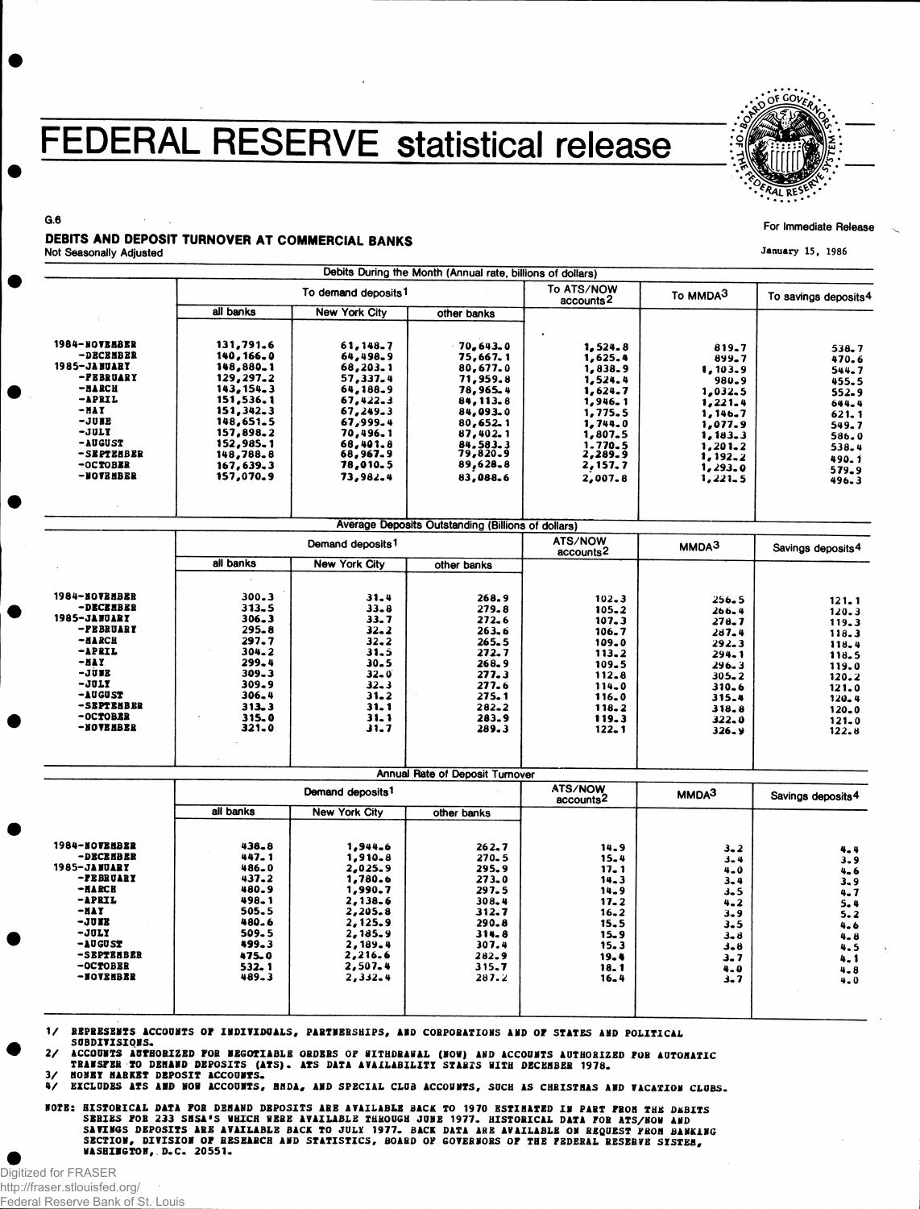# FEDERAL RESERVE statistical release

G.6

For Immediate Release

January 15, 1986

## DEBITS AND DEPOSIT TURNOVER AT COMMERCIAL BANKS

Not Seasonally Adjusted

| | Debits During the Month (Annual rate, billions of dollars) | | | | | |
|---|---|---|---|---|---|---|
| | To demand deposits[1] | | | To ATS/NOW accounts[2] | To MMDA[3] | To savings deposits[4] |
| | all banks | New York City | other banks | | | |
| 1984-NOVEMBER | 131,791.6 | 61,148.7 | 70,643.0 | 1,524.8 | 819.7 | 538.7 |
| -DECEMBER | 140,166.0 | 64,498.9 | 75,667.1 | 1,625.4 | 899.7 | 470.6 |
| 1985-JANUARY | 148,880.1 | 68,203.1 | 80,677.0 | 1,838.9 | 1,103.9 | 544.7 |
| -FEBRUARY | 129,297.2 | 57,337.4 | 71,959.8 | 1,524.4 | 980.9 | 455.5 |
| -MARCH | 143,154.3 | 64,188.9 | 78,965.4 | 1,624.7 | 1,032.5 | 552.9 |
| -APRIL | 151,536.1 | 67,422.3 | 84,113.8 | 1,946.1 | 1,221.4 | 644.4 |
| -MAY | 151,342.3 | 67,249.3 | 84,093.0 | 1,775.5 | 1,146.7 | 621.1 |
| -JUNE | 148,651.5 | 67,999.4 | 80,652.1 | 1,744.0 | 1,077.9 | 549.7 |
| -JULY | 157,898.2 | 70,496.1 | 87,402.1 | 1,807.5 | 1,183.3 | 586.0 |
| -AUGUST | 152,985.1 | 68,401.8 | 84,583.3 | 1,770.5 | 1,201.2 | 538.4 |
| -SEPTEMBER | 148,788.8 | 68,967.9 | 79,820.9 | 2,289.9 | 1,192.2 | 490.1 |
| -OCTOBER | 167,639.3 | 78,010.5 | 89,628.8 | 2,157.7 | 1,293.0 | 579.9 |
| -NOVEMBER | 157,070.9 | 73,982.4 | 83,088.6 | 2,007.8 | 1,221.5 | 496.3 |

| | Average Deposits Outstanding (Billions of dollars) | | | | | |
|---|---|---|---|---|---|---|
| | Demand deposits[1] | | | ATS/NOW accounts[2] | MMDA[3] | Savings deposits[4] |
| | all banks | New York City | other banks | | | |
| 1984-NOVEMBER | 300.3 | 31.4 | 268.9 | 102.3 | 256.5 | 121.1 |
| -DECEMBER | 313.5 | 33.8 | 279.8 | 105.2 | 266.4 | 120.3 |
| 1985-JANUARY | 306.3 | 33.7 | 272.6 | 107.3 | 278.7 | 119.3 |
| -FEBRUARY | 295.8 | 32.2 | 263.6 | 106.7 | 287.4 | 118.3 |
| -MARCH | 297.7 | 32.2 | 265.5 | 109.0 | 292.3 | 118.4 |
| -APRIL | 304.2 | 31.5 | 272.7 | 113.2 | 294.1 | 118.5 |
| -MAY | 299.4 | 30.5 | 268.9 | 109.5 | 296.3 | 119.0 |
| -JUNE | 309.3 | 32.0 | 277.3 | 112.8 | 305.2 | 120.2 |
| -JULY | 309.9 | 32.3 | 277.6 | 114.0 | 310.6 | 121.0 |
| -AUGUST | 306.4 | 31.2 | 275.1 | 116.0 | 315.4 | 120.4 |
| -SEPTEMBER | 313.3 | 31.1 | 282.2 | 118.2 | 318.8 | 120.0 |
| -OCTOBER | 315.0 | 31.1 | 283.9 | 119.3 | 322.0 | 121.0 |
| -NOVEMBER | 321.0 | 31.7 | 289.3 | 122.1 | 326.9 | 122.8 |

| | Annual Rate of Deposit Turnover | | | | | |
|---|---|---|---|---|---|---|
| | Demand deposits[1] | | | ATS/NOW accounts[2] | MMDA[3] | Savings deposits[4] |
| | all banks | New York City | other banks | | | |
| 1984-NOVEMBER | 438.8 | 1,944.6 | 262.7 | 14.9 | 3.2 | 4.4 |
| -DECEMBER | 447.1 | 1,910.8 | 270.5 | 15.4 | 3.4 | 3.9 |
| 1985-JANUARY | 486.0 | 2,025.9 | 295.9 | 17.1 | 4.0 | 4.6 |
| -FEBRUARY | 437.2 | 1,780.6 | 273.0 | 14.3 | 3.4 | 3.9 |
| -MARCH | 480.9 | 1,990.7 | 297.5 | 14.9 | 3.5 | 4.7 |
| -APRIL | 498.1 | 2,138.6 | 308.4 | 17.2 | 4.2 | 5.4 |
| -MAY | 505.5 | 2,205.8 | 312.7 | 16.2 | 3.9 | 5.2 |
| -JUNE | 480.6 | 2,125.9 | 290.8 | 15.5 | 3.5 | 4.6 |
| -JULY | 509.5 | 2,185.9 | 314.8 | 15.9 | 3.8 | 4.8 |
| -AUGUST | 499.3 | 2,189.4 | 307.4 | 15.3 | 3.8 | 4.5 |
| -SEPTEMBER | 475.0 | 2,216.6 | 282.9 | 19.4 | 3.7 | 4.1 |
| -OCTOBER | 532.1 | 2,507.4 | 315.7 | 18.1 | 4.0 | 4.8 |
| -NOVEMBER | 489.3 | 2,332.4 | 287.2 | 16.4 | 3.7 | 4.0 |

1/ REPRESENTS ACCOUNTS OF INDIVIDUALS, PARTNERSHIPS, AND CORPORATIONS AND OF STATES AND POLITICAL SUBDIVISIONS.

2/ ACCOUNTS AUTHORIZED FOR NEGOTIABLE ORDERS OF WITHDRAWAL (NOW) AND ACCOUNTS AUTHORIZED FOR AUTOMATIC TRANSFER TO DEMAND DEPOSITS (ATS). ATS DATA AVAILABILITY STARTS WITH DECEMBER 1978.

3/ MONEY MARKET DEPOSIT ACCOUNTS.

4/ EXCLUDES ATS AND NOW ACCOUNTS, MMDA, AND SPECIAL CLUB ACCOUNTS, SUCH AS CHRISTMAS AND VACATION CLUBS.

NOTE: HISTORICAL DATA FOR DEMAND DEPOSITS ARE AVAILABLE BACK TO 1970 ESTIMATED IN PART FROM THE DEBITS SERIES FOR 233 SMSA'S WHICH WERE AVAILABLE THROUGH JUNE 1977. HISTORICAL DATA FOR ATS/NOW AND SAVINGS DEPOSITS ARE AVAILABLE BACK TO JULY 1977. BACK DATA ARE AVAILABLE ON REQUEST FROM BANKING SECTION, DIVISION OF RESEARCH AND STATISTICS, BOARD OF GOVERNORS OF THE FEDERAL RESERVE SYSTEM, WASHINGTON, D.C. 20551.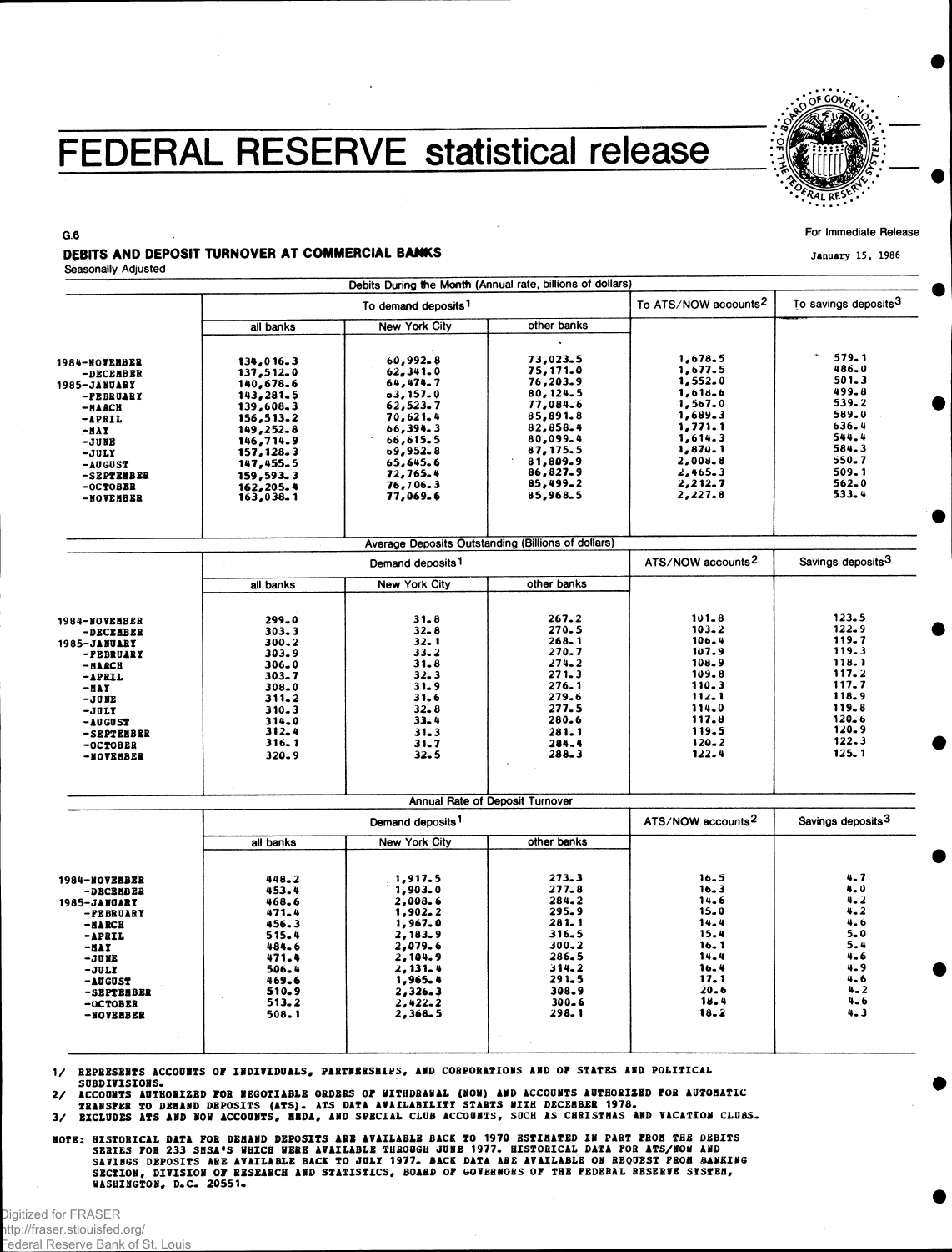# FEDERAL RESERVE statistical release

G.6

For Immediate Release

January 15, 1986

## DEBITS AND DEPOSIT TURNOVER AT COMMERCIAL BANKS

Seasonally Adjusted

| | Debits During the Month (Annual rate, billions of dollars) | | | | |
|---|---|---|---|---|---|
| | To demand deposits[1] | | | To ATS/NOW accounts[2] | To savings deposits[3] |
| | all banks | New York City | other banks | | |
| 1984-NOVEMBER | 134,016.3 | 60,992.8 | 73,023.5 | 1,678.5 | 579.1 |
| -DECEMBER | 137,512.0 | 62,341.0 | 75,171.0 | 1,677.5 | 486.0 |
| 1985-JANUARY | 140,678.6 | 64,474.7 | 76,203.9 | 1,552.0 | 501.3 |
| -FEBRUARY | 143,281.5 | 63,157.0 | 80,124.5 | 1,618.6 | 499.8 |
| -MARCH | 139,608.3 | 62,523.7 | 77,084.6 | 1,567.0 | 539.2 |
| -APRIL | 156,513.2 | 70,621.4 | 85,891.8 | 1,689.3 | 589.0 |
| -MAY | 149,252.8 | 66,394.3 | 82,858.4 | 1,771.1 | 636.4 |
| -JUNE | 146,714.9 | 66,615.5 | 80,099.4 | 1,614.3 | 544.4 |
| -JULY | 157,128.3 | 69,952.8 | 87,175.5 | 1,870.1 | 584.3 |
| -AUGUST | 147,455.5 | 65,645.6 | 81,809.9 | 2,008.8 | 550.7 |
| -SEPTEMBER | 159,593.3 | 72,765.4 | 86,827.9 | 2,465.3 | 509.1 |
| -OCTOBER | 162,205.4 | 76,706.3 | 85,499.2 | 2,212.7 | 562.0 |
| -NOVEMBER | 163,038.1 | 77,069.6 | 85,968.5 | 2,227.8 | 533.4 |

| | Average Deposits Outstanding (Billions of dollars) | | | | |
|---|---|---|---|---|---|
| | Demand deposits[1] | | | ATS/NOW accounts[2] | Savings deposits[3] |
| | all banks | New York City | other banks | | |
| 1984-NOVEMBER | 299.0 | 31.8 | 267.2 | 101.8 | 123.5 |
| -DECEMBER | 303.3 | 32.8 | 270.5 | 103.2 | 122.9 |
| 1985-JANUARY | 300.2 | 32.1 | 268.1 | 106.4 | 119.7 |
| -FEBRUARY | 303.9 | 33.2 | 270.7 | 107.9 | 119.3 |
| -MARCH | 306.0 | 31.8 | 274.2 | 108.9 | 118.1 |
| -APRIL | 303.7 | 32.3 | 271.3 | 109.8 | 117.2 |
| -MAY | 308.0 | 31.9 | 276.1 | 110.3 | 117.7 |
| -JUNE | 311.2 | 31.6 | 279.6 | 112.1 | 118.9 |
| -JULY | 310.3 | 32.8 | 277.5 | 114.0 | 119.8 |
| -AUGUST | 314.0 | 33.4 | 280.6 | 117.8 | 120.6 |
| -SEPTEMBER | 312.4 | 31.3 | 281.1 | 119.5 | 120.9 |
| -OCTOBER | 316.1 | 31.7 | 284.4 | 120.2 | 122.3 |
| -NOVEMBER | 320.9 | 32.5 | 288.3 | 122.4 | 125.1 |

| | Annual Rate of Deposit Turnover | | | | |
|---|---|---|---|---|---|
| | Demand deposits[1] | | | ATS/NOW accounts[2] | Savings deposits[3] |
| | all banks | New York City | other banks | | |
| 1984-NOVEMBER | 448.2 | 1,917.5 | 273.3 | 16.5 | 4.7 |
| -DECEMBER | 453.4 | 1,903.0 | 277.8 | 16.3 | 4.0 |
| 1985-JANUARY | 468.6 | 2,008.6 | 284.2 | 14.6 | 4.2 |
| -FEBRUARY | 471.4 | 1,902.2 | 295.9 | 15.0 | 4.2 |
| -MARCH | 456.3 | 1,967.0 | 281.1 | 14.4 | 4.6 |
| -APRIL | 515.4 | 2,183.9 | 316.5 | 15.4 | 5.0 |
| -MAY | 484.6 | 2,079.6 | 300.2 | 16.1 | 5.4 |
| -JUNE | 471.4 | 2,104.9 | 286.5 | 14.4 | 4.6 |
| -JULY | 506.4 | 2,131.4 | 314.2 | 16.4 | 4.9 |
| -AUGUST | 469.6 | 1,965.4 | 291.5 | 17.1 | 4.6 |
| -SEPTEMBER | 510.9 | 2,326.3 | 308.9 | 20.6 | 4.2 |
| -OCTOBER | 513.2 | 2,422.2 | 300.6 | 18.4 | 4.6 |
| -NOVEMBER | 508.1 | 2,368.5 | 298.1 | 18.2 | 4.3 |

1/ REPRESENTS ACCOUNTS OF INDIVIDUALS, PARTNERSHIPS, AND CORPORATIONS AND OF STATES AND POLITICAL SUBDIVISIONS.
2/ ACCOUNTS AUTHORIZED FOR NEGOTIABLE ORDERS OF WITHDRAWAL (NOW) AND ACCOUNTS AUTHORIZED FOR AUTOMATIC TRANSFER TO DEMAND DEPOSITS (ATS). ATS DATA AVAILABILITY STARTS WITH DECEMBER 1978.
3/ EXCLUDES ATS AND NOW ACCOUNTS, MMDA, AND SPECIAL CLUB ACCOUNTS, SUCH AS CHRISTMAS AND VACATION CLUBS.

NOTE: HISTORICAL DATA FOR DEMAND DEPOSITS ARE AVAILABLE BACK TO 1970 ESTIMATED IN PART FROM THE DEBITS SERIES FOR 233 SMSA'S WHICH WERE AVAILABLE THROUGH JUNE 1977. HISTORICAL DATA FOR ATS/NOW AND SAVINGS DEPOSITS ARE AVAILABLE BACK TO JULY 1977. BACK DATA ARE AVAILABLE ON REQUEST FROM BANKING SECTION, DIVISION OF RESEARCH AND STATISTICS, BOARD OF GOVERNORS OF THE FEDERAL RESERVE SYSTEM, WASHINGTON, D.C. 20551.